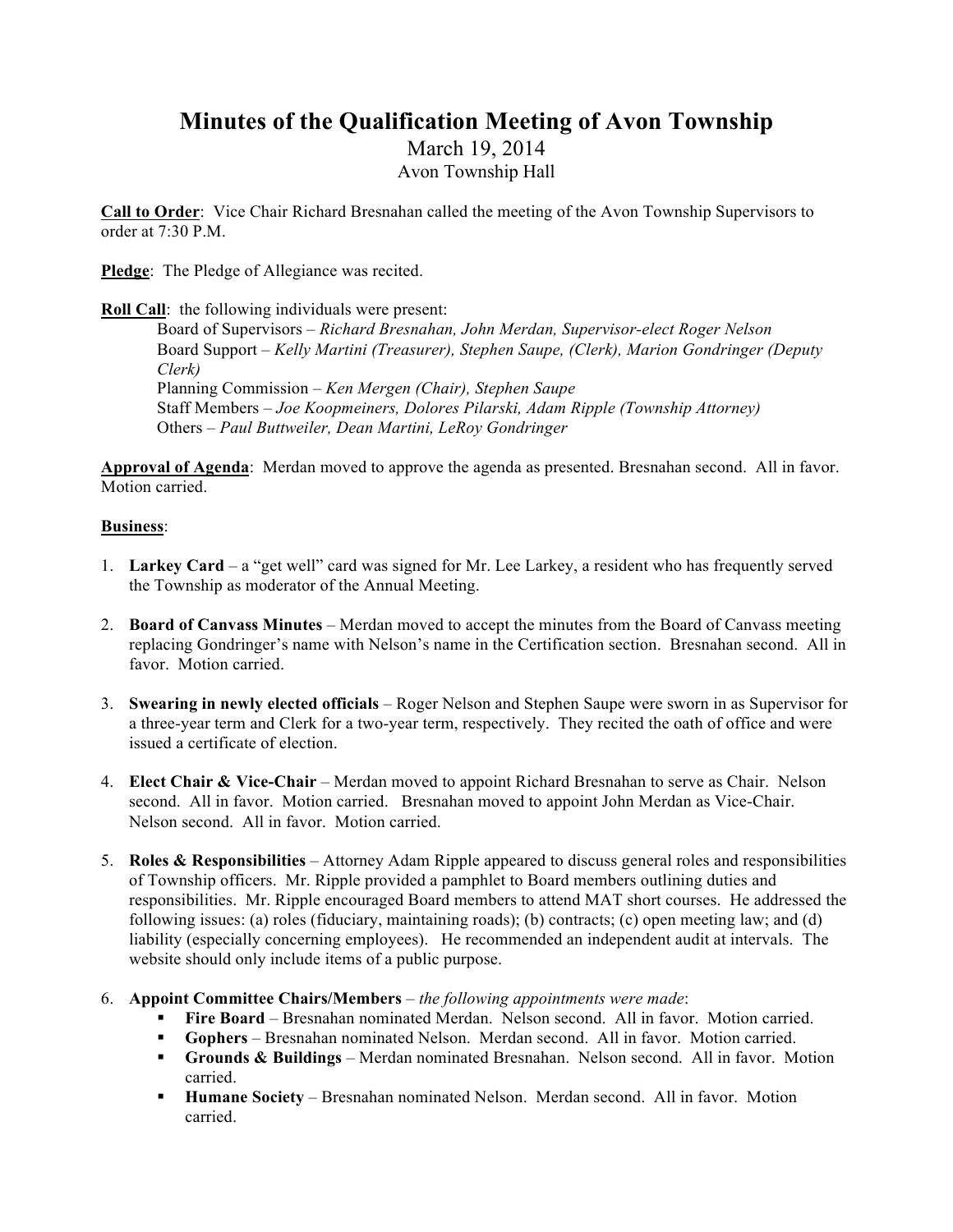# Minutes of the Qualification Meeting of Avon Township

March 19, 2014

Avon Township Hall

**Call to Order**: Vice Chair Richard Bresnahan called the meeting of the Avon Township Supervisors to order at 7:30 P.M.

**Pledge**: The Pledge of Allegiance was recited.

**Roll Call**: the following individuals were present:

> Board of Supervisors – *Richard Bresnahan, John Merdan, Supervisor-elect Roger Nelson*
> Board Support – *Kelly Martini (Treasurer), Stephen Saupe, (Clerk), Marion Gondringer (Deputy Clerk)*
> Planning Commission – *Ken Mergen (Chair), Stephen Saupe*
> Staff Members – *Joe Koopmeiners, Dolores Pilarski, Adam Ripple (Township Attorney)*
> Others – *Paul Buttweiler, Dean Martini, LeRoy Gondringer*

**Approval of Agenda**: Merdan moved to approve the agenda as presented. Bresnahan second. All in favor. Motion carried.

**Business**:

1. **Larkey Card** – a "get well" card was signed for Mr. Lee Larkey, a resident who has frequently served the Township as moderator of the Annual Meeting.

2. **Board of Canvass Minutes** – Merdan moved to accept the minutes from the Board of Canvass meeting replacing Gondringer's name with Nelson's name in the Certification section. Bresnahan second. All in favor. Motion carried.

3. **Swearing in newly elected officials** – Roger Nelson and Stephen Saupe were sworn in as Supervisor for a three-year term and Clerk for a two-year term, respectively. They recited the oath of office and were issued a certificate of election.

4. **Elect Chair & Vice-Chair** – Merdan moved to appoint Richard Bresnahan to serve as Chair. Nelson second. All in favor. Motion carried. Bresnahan moved to appoint John Merdan as Vice-Chair. Nelson second. All in favor. Motion carried.

5. **Roles & Responsibilities** – Attorney Adam Ripple appeared to discuss general roles and responsibilities of Township officers. Mr. Ripple provided a pamphlet to Board members outlining duties and responsibilities. Mr. Ripple encouraged Board members to attend MAT short courses. He addressed the following issues: (a) roles (fiduciary, maintaining roads); (b) contracts; (c) open meeting law; and (d) liability (especially concerning employees). He recommended an independent audit at intervals. The website should only include items of a public purpose.

6. **Appoint Committee Chairs/Members** – *the following appointments were made*:
   - **Fire Board** – Bresnahan nominated Merdan. Nelson second. All in favor. Motion carried.
   - **Gophers** – Bresnahan nominated Nelson. Merdan second. All in favor. Motion carried.
   - **Grounds & Buildings** – Merdan nominated Bresnahan. Nelson second. All in favor. Motion carried.
   - **Humane Society** – Bresnahan nominated Nelson. Merdan second. All in favor. Motion carried.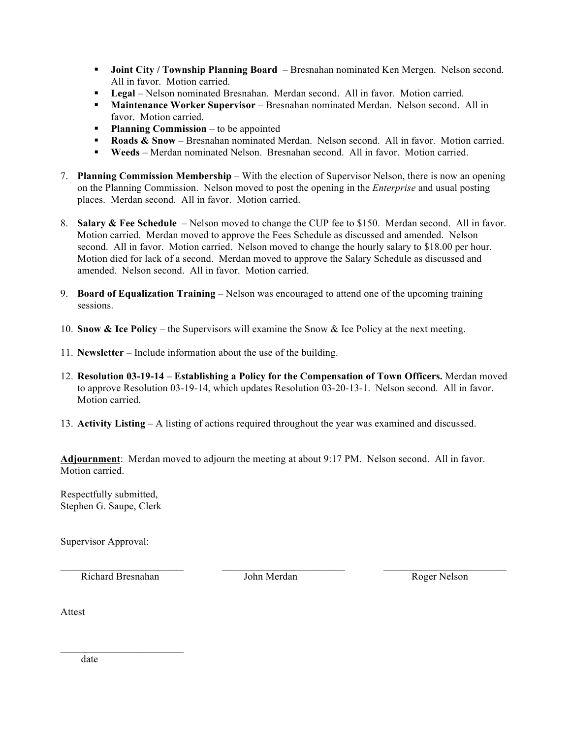- **Joint City / Township Planning Board** – Bresnahan nominated Ken Mergen. Nelson second. All in favor. Motion carried.
- **Legal** – Nelson nominated Bresnahan. Merdan second. All in favor. Motion carried.
- **Maintenance Worker Supervisor** – Bresnahan nominated Merdan. Nelson second. All in favor. Motion carried.
- **Planning Commission** – to be appointed
- **Roads & Snow** – Bresnahan nominated Merdan. Nelson second. All in favor. Motion carried.
- **Weeds** – Merdan nominated Nelson. Bresnahan second. All in favor. Motion carried.

7. **Planning Commission Membership** – With the election of Supervisor Nelson, there is now an opening on the Planning Commission. Nelson moved to post the opening in the *Enterprise* and usual posting places. Merdan second. All in favor. Motion carried.

8. **Salary & Fee Schedule** – Nelson moved to change the CUP fee to $150. Merdan second. All in favor. Motion carried. Merdan moved to approve the Fees Schedule as discussed and amended. Nelson second. All in favor. Motion carried. Nelson moved to change the hourly salary to $18.00 per hour. Motion died for lack of a second. Merdan moved to approve the Salary Schedule as discussed and amended. Nelson second. All in favor. Motion carried.

9. **Board of Equalization Training** – Nelson was encouraged to attend one of the upcoming training sessions.

10. **Snow & Ice Policy** – the Supervisors will examine the Snow & Ice Policy at the next meeting.

11. **Newsletter** – Include information about the use of the building.

12. **Resolution 03-19-14 – Establishing a Policy for the Compensation of Town Officers.** Merdan moved to approve Resolution 03-19-14, which updates Resolution 03-20-13-1. Nelson second. All in favor. Motion carried.

13. **Activity Listing** – A listing of actions required throughout the year was examined and discussed.

**Adjournment**: Merdan moved to adjourn the meeting at about 9:17 PM. Nelson second. All in favor. Motion carried.

Respectfully submitted,
Stephen G. Saupe, Clerk

Supervisor Approval:

_________________________ _________________________ _________________________
Richard Bresnahan John Merdan Roger Nelson

Attest

_________________________
date